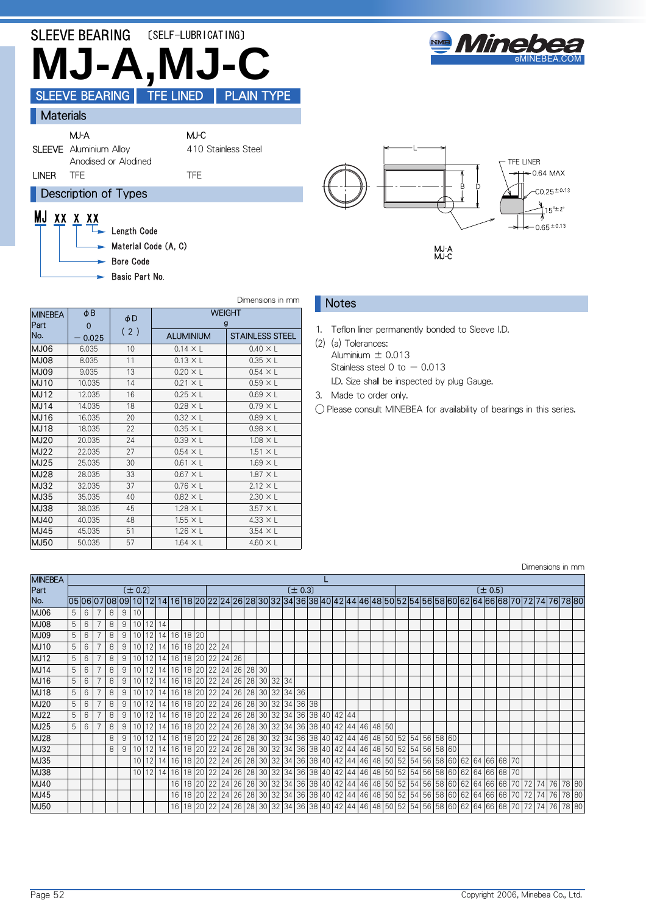# SLEEVE BEARING 〔SELF-LUBRICATING〕

# MJ-A,MJ-C

**SLEEVE BEARING** | **TFE LINED** | **PLAIN TYPE**

## Materials

| | MJ-A | MJ-C |
|---|---|---|
| SLEEVE | Aluminium Alloy Anodised or Alodined | 410 Stainless Steel |
| LINER | TFE | TFE |

## Description of Types

MJ XX X XX

- Length Code
- Material Code (A, C)
- Bore Code
- Basic Part No.

TFE LINER, 0.64 MAX, C0.25 $^{\pm 0.13}$, 15° ± 2°, 0.65 $^{\pm 0.13}$, L, B, D

MJ-A
MJ-C

Dimensions in mm

| MINEBEA Part No. | $\phi$B 0 − 0.025 | $\phi$D (2) | WEIGHT g ALUMINIUM | WEIGHT g STAINLESS STEEL |
|---|---|---|---|---|
| MJ06 | 6.035 | 10 | 0.14 × L | 0.40 × L |
| MJ08 | 8.035 | 11 | 0.13 × L | 0.35 × L |
| MJ09 | 9.035 | 13 | 0.20 × L | 0.54 × L |
| MJ10 | 10.035 | 14 | 0.21 × L | 0.59 × L |
| MJ12 | 12.035 | 16 | 0.25 × L | 0.69 × L |
| MJ14 | 14.035 | 18 | 0.28 × L | 0.79 × L |
| MJ16 | 16.035 | 20 | 0.32 × L | 0.89 × L |
| MJ18 | 18.035 | 22 | 0.35 × L | 0.98 × L |
| MJ20 | 20.035 | 24 | 0.39 × L | 1.08 × L |
| MJ22 | 22.035 | 27 | 0.54 × L | 1.51 × L |
| MJ25 | 25.035 | 30 | 0.61 × L | 1.69 × L |
| MJ28 | 28.035 | 33 | 0.67 × L | 1.87 × L |
| MJ32 | 32.035 | 37 | 0.76 × L | 2.12 × L |
| MJ35 | 35.035 | 40 | 0.82 × L | 2.30 × L |
| MJ38 | 38.035 | 45 | 1.28 × L | 3.57 × L |
| MJ40 | 40.035 | 48 | 1.55 × L | 4.33 × L |
| MJ45 | 45.035 | 51 | 1.26 × L | 3.54 × L |
| MJ50 | 50.035 | 57 | 1.64 × L | 4.60 × L |

## Notes

1. Teflon liner permanently bonded to Sleeve I.D.
(2) (a) Tolerances:
   Aluminium ± 0.013
   Stainless steel 0 to − 0.013
   I.D. Size shall be inspected by plug Gauge.
3. Made to order only.

◯ Please consult MINEBEA for availability of bearings in this series.

Dimensions in mm

| MINEBEA Part No. | L | | | | | | | | | | | | | | | | | | | | | | | | | | | | | | | | | | | | | | | |
|---|---|---|---|---|---|---|---|---|---|---|---|---|---|---|---|---|---|---|---|---|---|---|---|---|---|---|---|---|---|---|---|---|---|---|---|---|---|---|---|---|
| | (± 0.2) | | | | | | | | | | | (± 0.3) | | | | | | | | | | | | | | | (± 0.5) | | | | | | | | | | | | | | |
| | 05 | 06 | 07 | 08 | 09 | 10 | 12 | 14 | 16 | 18 | 20 | 22 | 24 | 26 | 28 | 30 | 32 | 34 | 36 | 38 | 40 | 42 | 44 | 46 | 48 | 50 | 52 | 54 | 56 | 58 | 60 | 62 | 64 | 66 | 68 | 70 | 72 | 74 | 76 | 78 | 80 |
| MJ06 | 5 | 6 | 7 | 8 | 9 | 10 | | | | | | | | | | | | | | | | | | | | | | | | | | | | | | | | | | | |
| MJ08 | 5 | 6 | 7 | 8 | 9 | 10 | 12 | 14 | | | | | | | | | | | | | | | | | | | | | | | | | | | | | | | | | |
| MJ09 | 5 | 6 | 7 | 8 | 9 | 10 | 12 | 14 | 16 | 18 | 20 | | | | | | | | | | | | | | | | | | | | | | | | | | | | | | |
| MJ10 | 5 | 6 | 7 | 8 | 9 | 10 | 12 | 14 | 16 | 18 | 20 | 22 | 24 | | | | | | | | | | | | | | | | | | | | | | | | | | | | |
| MJ12 | 5 | 6 | 7 | 8 | 9 | 10 | 12 | 14 | 16 | 18 | 20 | 22 | 24 | 26 | | | | | | | | | | | | | | | | | | | | | | | | | | | |
| MJ14 | 5 | 6 | 7 | 8 | 9 | 10 | 12 | 14 | 16 | 18 | 20 | 22 | 24 | 26 | 28 | 30 | | | | | | | | | | | | | | | | | | | | | | | | | |
| MJ16 | 5 | 6 | 7 | 8 | 9 | 10 | 12 | 14 | 16 | 18 | 20 | 22 | 24 | 26 | 28 | 30 | 32 | 34 | | | | | | | | | | | | | | | | | | | | | | | |
| MJ18 | 5 | 6 | 7 | 8 | 9 | 10 | 12 | 14 | 16 | 18 | 20 | 22 | 24 | 26 | 28 | 30 | 32 | 34 | 36 | | | | | | | | | | | | | | | | | | | | | | |
| MJ20 | 5 | 6 | 7 | 8 | 9 | 10 | 12 | 14 | 16 | 18 | 20 | 22 | 24 | 26 | 28 | 30 | 32 | 34 | 36 | 38 | | | | | | | | | | | | | | | | | | | | | |
| MJ22 | 5 | 6 | 7 | 8 | 9 | 10 | 12 | 14 | 16 | 18 | 20 | 22 | 24 | 26 | 28 | 30 | 32 | 34 | 36 | 38 | 40 | 42 | 44 | | | | | | | | | | | | | | | | | | |
| MJ25 | 5 | 6 | 7 | 8 | 9 | 10 | 12 | 14 | 16 | 18 | 20 | 22 | 24 | 26 | 28 | 30 | 32 | 34 | 36 | 38 | 40 | 42 | 44 | 46 | 48 | 50 | | | | | | | | | | | | | | | |
| MJ28 | | | | 8 | 9 | 10 | 12 | 14 | 16 | 18 | 20 | 22 | 24 | 26 | 28 | 30 | 32 | 34 | 36 | 38 | 40 | 42 | 44 | 46 | 48 | 50 | 52 | 54 | 56 | 58 | 60 | | | | | | | | | | |
| MJ32 | | | | 8 | 9 | 10 | 12 | 14 | 16 | 18 | 20 | 22 | 24 | 26 | 28 | 30 | 32 | 34 | 36 | 38 | 40 | 42 | 44 | 46 | 48 | 50 | 52 | 54 | 56 | 58 | 60 | | | | | | | | | | |
| MJ35 | | | | | | 10 | 12 | 14 | 16 | 18 | 20 | 22 | 24 | 26 | 28 | 30 | 32 | 34 | 36 | 38 | 40 | 42 | 44 | 46 | 48 | 50 | 52 | 54 | 56 | 58 | 60 | 62 | 64 | 66 | 68 | 70 | | | | | |
| MJ38 | | | | | | 10 | 12 | 14 | 16 | 18 | 20 | 22 | 24 | 26 | 28 | 30 | 32 | 34 | 36 | 38 | 40 | 42 | 44 | 46 | 48 | 50 | 52 | 54 | 56 | 58 | 60 | 62 | 64 | 66 | 68 | 70 | | | | | |
| MJ40 | | | | | | | | | 16 | 18 | 20 | 22 | 24 | 26 | 28 | 30 | 32 | 34 | 36 | 38 | 40 | 42 | 44 | 46 | 48 | 50 | 52 | 54 | 56 | 58 | 60 | 62 | 64 | 66 | 68 | 70 | 72 | 74 | 76 | 78 | 80 |
| MJ45 | | | | | | | | | 16 | 18 | 20 | 22 | 24 | 26 | 28 | 30 | 32 | 34 | 36 | 38 | 40 | 42 | 44 | 46 | 48 | 50 | 52 | 54 | 56 | 58 | 60 | 62 | 64 | 66 | 68 | 70 | 72 | 74 | 76 | 78 | 80 |
| MJ50 | | | | | | | | | 16 | 18 | 20 | 22 | 24 | 26 | 28 | 30 | 32 | 34 | 36 | 38 | 40 | 42 | 44 | 46 | 48 | 50 | 52 | 54 | 56 | 58 | 60 | 62 | 64 | 66 | 68 | 70 | 72 | 74 | 76 | 78 | 80 |

Copyright 2006, Minebea Co., Ltd.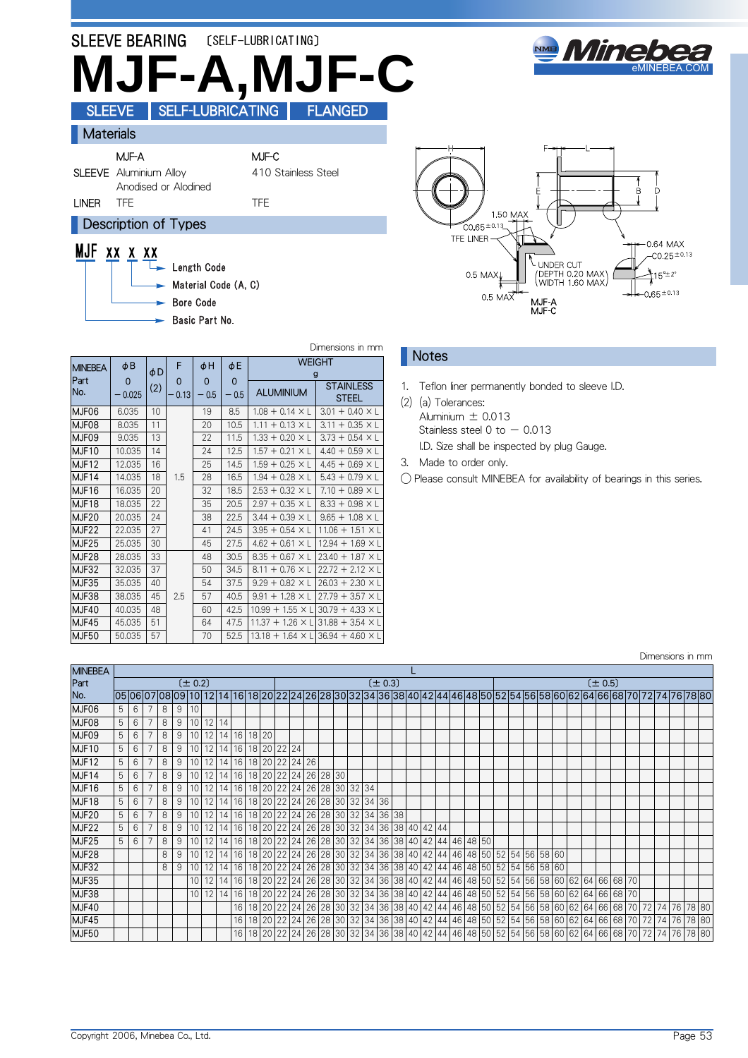# SLEEVE BEARING 〔SELF-LUBRICATING〕

# MJF-A,MJF-C

SLEEVE | SELF-LUBRICATING | FLANGED

## Materials

| | MJF-A | MJF-C |
|---|---|---|
| SLEEVE | Aluminium Alloy Anodised or Alodined | 410 Stainless Steel |
| LINER | TFE | TFE |

## Description of Types

MJF XX X XX

- Length Code
- Material Code (A, C)
- Bore Code
- Basic Part No.

H
F
L
E
B
D
1.50 MAX
C0.65 $^{\pm 0.13}$
TFE LINER
0.64 MAX
C0.25 $^{\pm 0.13}$
UNDER CUT
(DEPTH 0.20 MAX)
(WIDTH 1.60 MAX)
0.5 MAX
0.5 MAX
15° $^{\pm 2°}$
0.65 $^{\pm 0.13}$
MJF-A
MJF-C

Dimensions in mm

| MINEBEA Part No. | φB 0 − 0.025 | φD (2) | F 0 − 0.13 | φH 0 − 0.5 | φE 0 − 0.5 | WEIGHT g ALUMINIUM | WEIGHT g STAINLESS STEEL |
|---|---|---|---|---|---|---|---|
| MJF06 | 6.035 | 10 | 1.5 | 19 | 8.5 | 1.08 + 0.14 × L | 3.01 + 0.40 × L |
| MJF08 | 8.035 | 11 | 1.5 | 20 | 10.5 | 1.11 + 0.13 × L | 3.11 + 0.35 × L |
| MJF09 | 9.035 | 13 | 1.5 | 22 | 11.5 | 1.33 + 0.20 × L | 3.73 + 0.54 × L |
| MJF10 | 10.035 | 14 | 1.5 | 24 | 12.5 | 1.57 + 0.21 × L | 4.40 + 0.59 × L |
| MJF12 | 12.035 | 16 | 1.5 | 25 | 14.5 | 1.59 + 0.25 × L | 4.45 + 0.69 × L |
| MJF14 | 14.035 | 18 | 1.5 | 28 | 16.5 | 1.94 + 0.28 × L | 5.43 + 0.79 × L |
| MJF16 | 16.035 | 20 | 1.5 | 32 | 18.5 | 2.53 + 0.32 × L | 7.10 + 0.89 × L |
| MJF18 | 18.035 | 22 | 1.5 | 35 | 20.5 | 2.97 + 0.35 × L | 8.33 + 0.98 × L |
| MJF20 | 20.035 | 24 | 1.5 | 38 | 22.5 | 3.44 + 0.39 × L | 9.65 + 1.08 × L |
| MJF22 | 22.035 | 27 | 1.5 | 41 | 24.5 | 3.95 + 0.54 × L | 11.06 + 1.51 × L |
| MJF25 | 25.035 | 30 | 1.5 | 45 | 27.5 | 4.62 + 0.61 × L | 12.94 + 1.69 × L |
| MJF28 | 28.035 | 33 | 2.5 | 48 | 30.5 | 8.35 + 0.67 × L | 23.40 + 1.87 × L |
| MJF32 | 32.035 | 37 | 2.5 | 50 | 34.5 | 8.11 + 0.76 × L | 22.72 + 2.12 × L |
| MJF35 | 35.035 | 40 | 2.5 | 54 | 37.5 | 9.29 + 0.82 × L | 26.03 + 2.30 × L |
| MJF38 | 38.035 | 45 | 2.5 | 57 | 40.5 | 9.91 + 1.28 × L | 27.79 + 3.57 × L |
| MJF40 | 40.035 | 48 | 2.5 | 60 | 42.5 | 10.99 + 1.55 × L | 30.79 + 4.33 × L |
| MJF45 | 45.035 | 51 | 2.5 | 64 | 47.5 | 11.37 + 1.26 × L | 31.88 + 3.54 × L |
| MJF50 | 50.035 | 57 | 2.5 | 70 | 52.5 | 13.18 + 1.64 × L | 36.94 + 4.60 × L |

## Notes

1. Teflon liner permanently bonded to sleeve I.D.
(2) (a) Tolerances:
   Aluminium ± 0.013
   Stainless steel 0 to − 0.013
   I.D. Size shall be inspected by plug Gauge.
3. Made to order only.

○ Please consult MINEBEA for availability of bearings in this series.

Dimensions in mm

| MINEBEA Part No. | L (± 0.2) | | | | | | | | | | | L (± 0.3) | | | | | | | | | | | | | | | L (± 0.5) | | | | | | | | | | | | | | |
|---|---|---|---|---|---|---|---|---|---|---|---|---|---|---|---|---|---|---|---|---|---|---|---|---|---|---|---|---|---|---|---|---|---|---|---|---|---|---|---|---|---|
| | 05 | 06 | 07 | 08 | 09 | 10 | 12 | 14 | 16 | 18 | 20 | 22 | 24 | 26 | 28 | 30 | 32 | 34 | 36 | 38 | 40 | 42 | 44 | 46 | 48 | 50 | 52 | 54 | 56 | 58 | 60 | 62 | 64 | 66 | 68 | 70 | 72 | 74 | 76 | 78 | 80 |
| MJF06 | 5 | 6 | 7 | 8 | 9 | 10 | | | | | | | | | | | | | | | | | | | | | | | | | | | | | | | | | | | |
| MJF08 | 5 | 6 | 7 | 8 | 9 | 10 | 12 | 14 | | | | | | | | | | | | | | | | | | | | | | | | | | | | | | | | | |
| MJF09 | 5 | 6 | 7 | 8 | 9 | 10 | 12 | 14 | 16 | 18 | 20 | | | | | | | | | | | | | | | | | | | | | | | | | | | | | | |
| MJF10 | 5 | 6 | 7 | 8 | 9 | 10 | 12 | 14 | 16 | 18 | 20 | 22 | 24 | | | | | | | | | | | | | | | | | | | | | | | | | | | | |
| MJF12 | 5 | 6 | 7 | 8 | 9 | 10 | 12 | 14 | 16 | 18 | 20 | 22 | 24 | 26 | | | | | | | | | | | | | | | | | | | | | | | | | | | |
| MJF14 | 5 | 6 | 7 | 8 | 9 | 10 | 12 | 14 | 16 | 18 | 20 | 22 | 24 | 26 | 28 | 30 | | | | | | | | | | | | | | | | | | | | | | | | | |
| MJF16 | 5 | 6 | 7 | 8 | 9 | 10 | 12 | 14 | 16 | 18 | 20 | 22 | 24 | 26 | 28 | 30 | 32 | 34 | | | | | | | | | | | | | | | | | | | | | | | |
| MJF18 | 5 | 6 | 7 | 8 | 9 | 10 | 12 | 14 | 16 | 18 | 20 | 22 | 24 | 26 | 28 | 30 | 32 | 34 | 36 | | | | | | | | | | | | | | | | | | | | | | |
| MJF20 | 5 | 6 | 7 | 8 | 9 | 10 | 12 | 14 | 16 | 18 | 20 | 22 | 24 | 26 | 28 | 30 | 32 | 34 | 36 | 38 | | | | | | | | | | | | | | | | | | | | | |
| MJF22 | 5 | 6 | 7 | 8 | 9 | 10 | 12 | 14 | 16 | 18 | 20 | 22 | 24 | 26 | 28 | 30 | 32 | 34 | 36 | 38 | 40 | 42 | 44 | | | | | | | | | | | | | | | | | | |
| MJF25 | 5 | 6 | 7 | 8 | 9 | 10 | 12 | 14 | 16 | 18 | 20 | 22 | 24 | 26 | 28 | 30 | 32 | 34 | 36 | 38 | 40 | 42 | 44 | 46 | 48 | 50 | | | | | | | | | | | | | | | |
| MJF28 | | | | 8 | 9 | 10 | 12 | 14 | 16 | 18 | 20 | 22 | 24 | 26 | 28 | 30 | 32 | 34 | 36 | 38 | 40 | 42 | 44 | 46 | 48 | 50 | 52 | 54 | 56 | 58 | 60 | | | | | | | | | | |
| MJF32 | | | | 8 | 9 | 10 | 12 | 14 | 16 | 18 | 20 | 22 | 24 | 26 | 28 | 30 | 32 | 34 | 36 | 38 | 40 | 42 | 44 | 46 | 48 | 50 | 52 | 54 | 56 | 58 | 60 | | | | | | | | | | |
| MJF35 | | | | | | 10 | 12 | 14 | 16 | 18 | 20 | 22 | 24 | 26 | 28 | 30 | 32 | 34 | 36 | 38 | 40 | 42 | 44 | 46 | 48 | 50 | 52 | 54 | 56 | 58 | 60 | 62 | 64 | 66 | 68 | 70 | | | | | |
| MJF38 | | | | | | 10 | 12 | 14 | 16 | 18 | 20 | 22 | 24 | 26 | 28 | 30 | 32 | 34 | 36 | 38 | 40 | 42 | 44 | 46 | 48 | 50 | 52 | 54 | 56 | 58 | 60 | 62 | 64 | 66 | 68 | 70 | | | | | |
| MJF40 | | | | | | | | | 16 | 18 | 20 | 22 | 24 | 26 | 28 | 30 | 32 | 34 | 36 | 38 | 40 | 42 | 44 | 46 | 48 | 50 | 52 | 54 | 56 | 58 | 60 | 62 | 64 | 66 | 68 | 70 | 72 | 74 | 76 | 78 | 80 |
| MJF45 | | | | | | | | | 16 | 18 | 20 | 22 | 24 | 26 | 28 | 30 | 32 | 34 | 36 | 38 | 40 | 42 | 44 | 46 | 48 | 50 | 52 | 54 | 56 | 58 | 60 | 62 | 64 | 66 | 68 | 70 | 72 | 74 | 76 | 78 | 80 |
| MJF50 | | | | | | | | | 16 | 18 | 20 | 22 | 24 | 26 | 28 | 30 | 32 | 34 | 36 | 38 | 40 | 42 | 44 | 46 | 48 | 50 | 52 | 54 | 56 | 58 | 60 | 62 | 64 | 66 | 68 | 70 | 72 | 74 | 76 | 78 | 80 |

Copyright 2006, Minebea Co., Ltd.